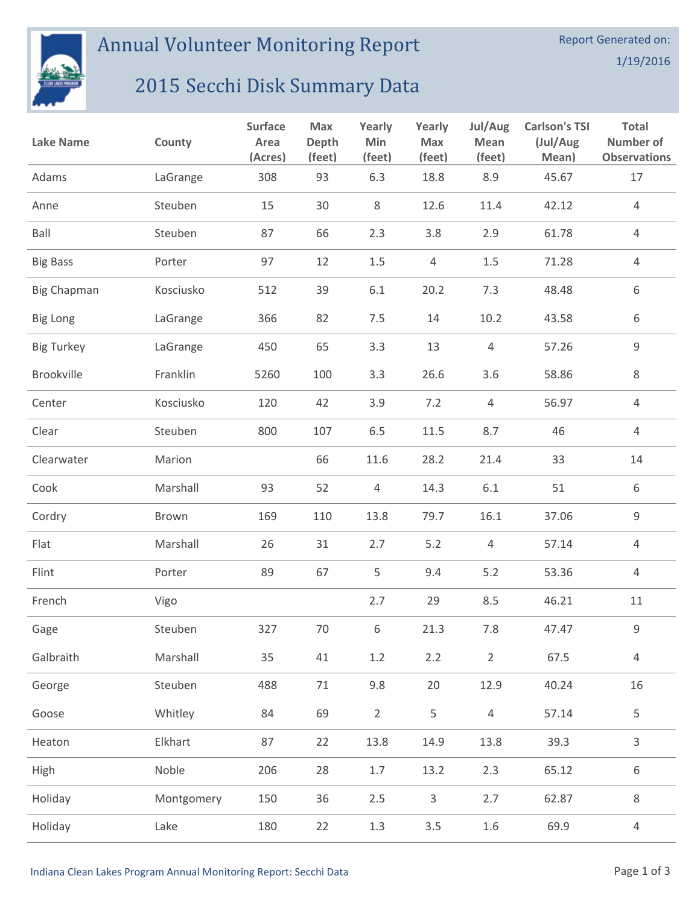# Annual Volunteer Monitoring Report

## 2015 Secchi Disk Summary Data

Report Generated on: 1/19/2016

| Lake Name | County | Surface Area (Acres) | Max Depth (feet) | Yearly Min (feet) | Yearly Max (feet) | Jul/Aug Mean (feet) | Carlson's TSI (Jul/Aug Mean) | Total Number of Observations |
|---|---|---|---|---|---|---|---|---|
| Adams | LaGrange | 308 | 93 | 6.3 | 18.8 | 8.9 | 45.67 | 17 |
| Anne | Steuben | 15 | 30 | 8 | 12.6 | 11.4 | 42.12 | 4 |
| Ball | Steuben | 87 | 66 | 2.3 | 3.8 | 2.9 | 61.78 | 4 |
| Big Bass | Porter | 97 | 12 | 1.5 | 4 | 1.5 | 71.28 | 4 |
| Big Chapman | Kosciusko | 512 | 39 | 6.1 | 20.2 | 7.3 | 48.48 | 6 |
| Big Long | LaGrange | 366 | 82 | 7.5 | 14 | 10.2 | 43.58 | 6 |
| Big Turkey | LaGrange | 450 | 65 | 3.3 | 13 | 4 | 57.26 | 9 |
| Brookville | Franklin | 5260 | 100 | 3.3 | 26.6 | 3.6 | 58.86 | 8 |
| Center | Kosciusko | 120 | 42 | 3.9 | 7.2 | 4 | 56.97 | 4 |
| Clear | Steuben | 800 | 107 | 6.5 | 11.5 | 8.7 | 46 | 4 |
| Clearwater | Marion | | 66 | 11.6 | 28.2 | 21.4 | 33 | 14 |
| Cook | Marshall | 93 | 52 | 4 | 14.3 | 6.1 | 51 | 6 |
| Cordry | Brown | 169 | 110 | 13.8 | 79.7 | 16.1 | 37.06 | 9 |
| Flat | Marshall | 26 | 31 | 2.7 | 5.2 | 4 | 57.14 | 4 |
| Flint | Porter | 89 | 67 | 5 | 9.4 | 5.2 | 53.36 | 4 |
| French | Vigo | | | 2.7 | 29 | 8.5 | 46.21 | 11 |
| Gage | Steuben | 327 | 70 | 6 | 21.3 | 7.8 | 47.47 | 9 |
| Galbraith | Marshall | 35 | 41 | 1.2 | 2.2 | 2 | 67.5 | 4 |
| George | Steuben | 488 | 71 | 9.8 | 20 | 12.9 | 40.24 | 16 |
| Goose | Whitley | 84 | 69 | 2 | 5 | 4 | 57.14 | 5 |
| Heaton | Elkhart | 87 | 22 | 13.8 | 14.9 | 13.8 | 39.3 | 3 |
| High | Noble | 206 | 28 | 1.7 | 13.2 | 2.3 | 65.12 | 6 |
| Holiday | Montgomery | 150 | 36 | 2.5 | 3 | 2.7 | 62.87 | 8 |
| Holiday | Lake | 180 | 22 | 1.3 | 3.5 | 1.6 | 69.9 | 4 |

Indiana Clean Lakes Program Annual Monitoring Report: Secchi Data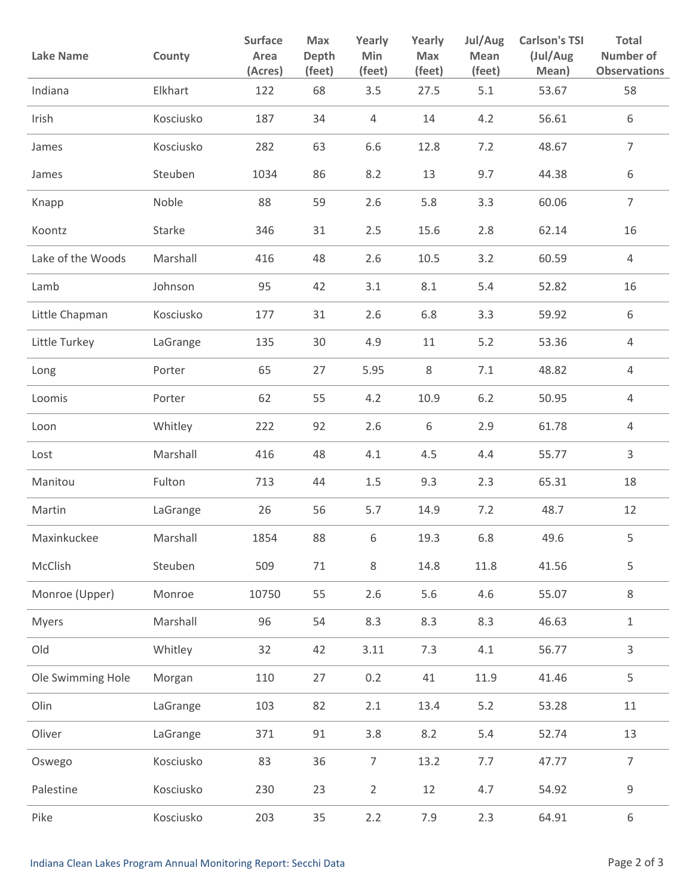| Lake Name | County | Surface Area (Acres) | Max Depth (feet) | Yearly Min (feet) | Yearly Max (feet) | Jul/Aug Mean (feet) | Carlson's TSI (Jul/Aug Mean) | Total Number of Observations |
|---|---|---|---|---|---|---|---|---|
| Indiana | Elkhart | 122 | 68 | 3.5 | 27.5 | 5.1 | 53.67 | 58 |
| Irish | Kosciusko | 187 | 34 | 4 | 14 | 4.2 | 56.61 | 6 |
| James | Kosciusko | 282 | 63 | 6.6 | 12.8 | 7.2 | 48.67 | 7 |
| James | Steuben | 1034 | 86 | 8.2 | 13 | 9.7 | 44.38 | 6 |
| Knapp | Noble | 88 | 59 | 2.6 | 5.8 | 3.3 | 60.06 | 7 |
| Koontz | Starke | 346 | 31 | 2.5 | 15.6 | 2.8 | 62.14 | 16 |
| Lake of the Woods | Marshall | 416 | 48 | 2.6 | 10.5 | 3.2 | 60.59 | 4 |
| Lamb | Johnson | 95 | 42 | 3.1 | 8.1 | 5.4 | 52.82 | 16 |
| Little Chapman | Kosciusko | 177 | 31 | 2.6 | 6.8 | 3.3 | 59.92 | 6 |
| Little Turkey | LaGrange | 135 | 30 | 4.9 | 11 | 5.2 | 53.36 | 4 |
| Long | Porter | 65 | 27 | 5.95 | 8 | 7.1 | 48.82 | 4 |
| Loomis | Porter | 62 | 55 | 4.2 | 10.9 | 6.2 | 50.95 | 4 |
| Loon | Whitley | 222 | 92 | 2.6 | 6 | 2.9 | 61.78 | 4 |
| Lost | Marshall | 416 | 48 | 4.1 | 4.5 | 4.4 | 55.77 | 3 |
| Manitou | Fulton | 713 | 44 | 1.5 | 9.3 | 2.3 | 65.31 | 18 |
| Martin | LaGrange | 26 | 56 | 5.7 | 14.9 | 7.2 | 48.7 | 12 |
| Maxinkuckee | Marshall | 1854 | 88 | 6 | 19.3 | 6.8 | 49.6 | 5 |
| McClish | Steuben | 509 | 71 | 8 | 14.8 | 11.8 | 41.56 | 5 |
| Monroe (Upper) | Monroe | 10750 | 55 | 2.6 | 5.6 | 4.6 | 55.07 | 8 |
| Myers | Marshall | 96 | 54 | 8.3 | 8.3 | 8.3 | 46.63 | 1 |
| Old | Whitley | 32 | 42 | 3.11 | 7.3 | 4.1 | 56.77 | 3 |
| Ole Swimming Hole | Morgan | 110 | 27 | 0.2 | 41 | 11.9 | 41.46 | 5 |
| Olin | LaGrange | 103 | 82 | 2.1 | 13.4 | 5.2 | 53.28 | 11 |
| Oliver | LaGrange | 371 | 91 | 3.8 | 8.2 | 5.4 | 52.74 | 13 |
| Oswego | Kosciusko | 83 | 36 | 7 | 13.2 | 7.7 | 47.77 | 7 |
| Palestine | Kosciusko | 230 | 23 | 2 | 12 | 4.7 | 54.92 | 9 |
| Pike | Kosciusko | 203 | 35 | 2.2 | 7.9 | 2.3 | 64.91 | 6 |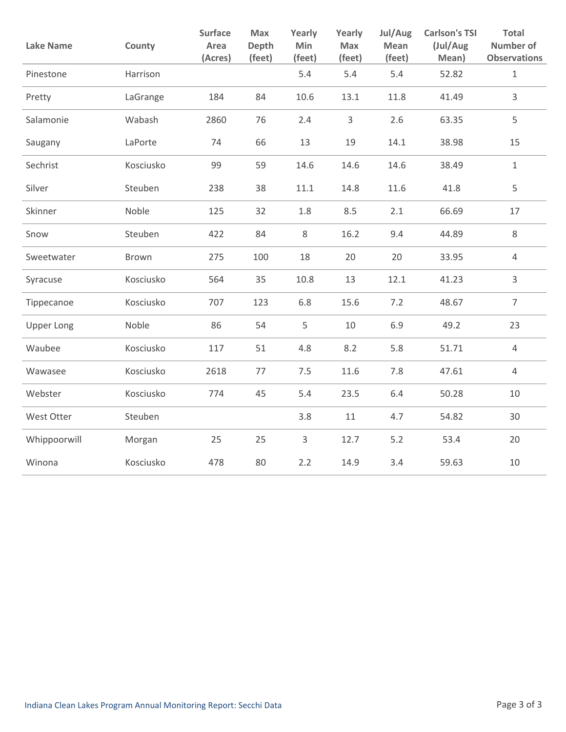| Lake Name | County | Surface Area (Acres) | Max Depth (feet) | Yearly Min (feet) | Yearly Max (feet) | Jul/Aug Mean (feet) | Carlson's TSI (Jul/Aug Mean) | Total Number of Observations |
|---|---|---|---|---|---|---|---|---|
| Pinestone | Harrison | | | 5.4 | 5.4 | 5.4 | 52.82 | 1 |
| Pretty | LaGrange | 184 | 84 | 10.6 | 13.1 | 11.8 | 41.49 | 3 |
| Salamonie | Wabash | 2860 | 76 | 2.4 | 3 | 2.6 | 63.35 | 5 |
| Saugany | LaPorte | 74 | 66 | 13 | 19 | 14.1 | 38.98 | 15 |
| Sechrist | Kosciusko | 99 | 59 | 14.6 | 14.6 | 14.6 | 38.49 | 1 |
| Silver | Steuben | 238 | 38 | 11.1 | 14.8 | 11.6 | 41.8 | 5 |
| Skinner | Noble | 125 | 32 | 1.8 | 8.5 | 2.1 | 66.69 | 17 |
| Snow | Steuben | 422 | 84 | 8 | 16.2 | 9.4 | 44.89 | 8 |
| Sweetwater | Brown | 275 | 100 | 18 | 20 | 20 | 33.95 | 4 |
| Syracuse | Kosciusko | 564 | 35 | 10.8 | 13 | 12.1 | 41.23 | 3 |
| Tippecanoe | Kosciusko | 707 | 123 | 6.8 | 15.6 | 7.2 | 48.67 | 7 |
| Upper Long | Noble | 86 | 54 | 5 | 10 | 6.9 | 49.2 | 23 |
| Waubee | Kosciusko | 117 | 51 | 4.8 | 8.2 | 5.8 | 51.71 | 4 |
| Wawasee | Kosciusko | 2618 | 77 | 7.5 | 11.6 | 7.8 | 47.61 | 4 |
| Webster | Kosciusko | 774 | 45 | 5.4 | 23.5 | 6.4 | 50.28 | 10 |
| West Otter | Steuben | | | 3.8 | 11 | 4.7 | 54.82 | 30 |
| Whippoorwill | Morgan | 25 | 25 | 3 | 12.7 | 5.2 | 53.4 | 20 |
| Winona | Kosciusko | 478 | 80 | 2.2 | 14.9 | 3.4 | 59.63 | 10 |